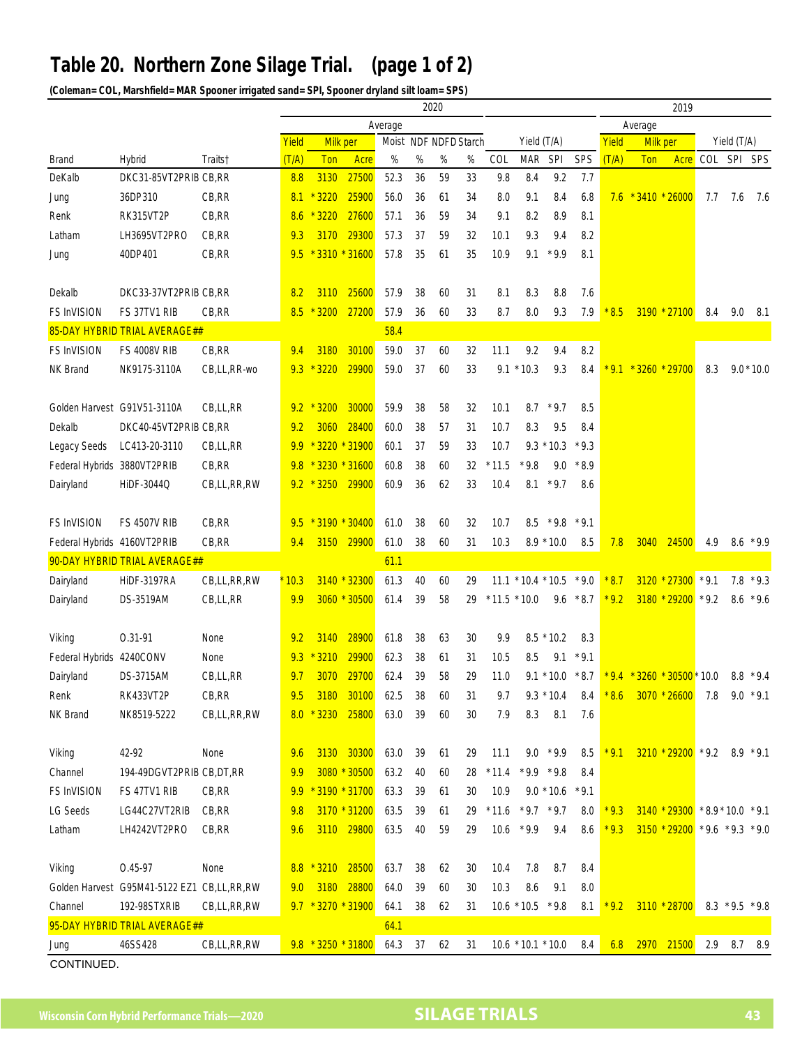# Table 20. Northern Zone Silage Trial. (page 1 of 2)

**(Coleman= COL, Marshfield= MAR Spooner irrigated sand= SPI, Spooner dryland silt loam= SPS)**

| | | | 2020 | | | | | | | | | | | | | 2019 | | | | | |
|---|---|---|---|---|---|---|---|---|---|---|---|---|---|---|---|---|---|---|---|---|---|
| | | | Average | | | | | | | | | | | | | Average | | | | | |
| | | | Yield | Milk per | | Moist | NDF | NDFD | Starch | Yield (T/A) | | | | | | Yield | Milk per | | Yield (T/A) | | |
| Brand | Hybrid | Traits† | (T/A) | Ton | Acre | % | % | % | % | COL | MAR | SPI | SPS | | | (T/A) | Ton | Acre | COL | SPI | SPS |
| DeKalb | DKC31-85VT2PRIB | CB,RR | 8.8 | 3130 | 27500 | 52.3 | 36 | 59 | 33 | 9.8 | 8.4 | 9.2 | 7.7 | | | | | | | | |
| Jung | 36DP310 | CB,RR | 8.1 | *3220 | 25900 | 56.0 | 36 | 61 | 34 | 8.0 | 9.1 | 8.4 | 6.8 | | | 7.6 | *3410 | *26000 | 7.7 | 7.6 | 7.6 |
| Renk | RK315VT2P | CB,RR | 8.6 | *3220 | 27600 | 57.1 | 36 | 59 | 34 | 9.1 | 8.2 | 8.9 | 8.1 | | | | | | | | |
| Latham | LH3695VT2PRO | CB,RR | 9.3 | 3170 | 29300 | 57.3 | 37 | 59 | 32 | 10.1 | 9.3 | 9.4 | 8.2 | | | | | | | | |
| Jung | 40DP401 | CB,RR | 9.5 | *3310 | *31600 | 57.8 | 35 | 61 | 35 | 10.9 | 9.1 | *9.9 | 8.1 | | | | | | | | |
| Dekalb | DKC33-37VT2PRIB | CB,RR | 8.2 | 3110 | 25600 | 57.9 | 38 | 60 | 31 | 8.1 | 8.3 | 8.8 | 7.6 | | | | | | | | |
| FS InVISION | FS 37TV1 RIB | CB,RR | 8.5 | *3200 | 27200 | 57.9 | 36 | 60 | 33 | 8.7 | 8.0 | 9.3 | 7.9 | | | *8.5 | 3190 | *27100 | 8.4 | 9.0 | 8.1 |
| 85-DAY HYBRID TRIAL AVERAGE## | | | | | | 58.4 | | | | | | | | | | | | | | | |
| FS InVISION | FS 4008V RIB | CB,RR | 9.4 | 3180 | 30100 | 59.0 | 37 | 60 | 32 | 11.1 | 9.2 | 9.4 | 8.2 | | | | | | | | |
| NK Brand | NK9175-3110A | CB,LL,RR-wo | 9.3 | *3220 | 29900 | 59.0 | 37 | 60 | 33 | 9.1 | *10.3 | 9.3 | 8.4 | | | *9.1 | *3260 | *29700 | 8.3 | 9.0 | *10.0 |
| Golden Harvest | G91V51-3110A | CB,LL,RR | 9.2 | *3200 | 30000 | 59.9 | 38 | 58 | 32 | 10.1 | 8.7 | *9.7 | 8.5 | | | | | | | | |
| Dekalb | DKC40-45VT2PRIB | CB,RR | 9.2 | 3060 | 28400 | 60.0 | 38 | 57 | 31 | 10.7 | 8.3 | 9.5 | 8.4 | | | | | | | | |
| Legacy Seeds | LC413-20-3110 | CB,LL,RR | 9.9 | *3220 | *31900 | 60.1 | 37 | 59 | 33 | 10.7 | 9.3 | *10.3 | *9.3 | | | | | | | | |
| Federal Hybrids | 3880VT2PRIB | CB,RR | 9.8 | *3230 | *31600 | 60.8 | 38 | 60 | 32 | *11.5 | *9.8 | 9.0 | *8.9 | | | | | | | | |
| Dairyland | HiDF-3044Q | CB,LL,RR,RW | 9.2 | *3250 | 29900 | 60.9 | 36 | 62 | 33 | 10.4 | 8.1 | *9.7 | 8.6 | | | | | | | | |
| FS InVISION | FS 4507V RIB | CB,RR | 9.5 | *3190 | *30400 | 61.0 | 38 | 60 | 32 | 10.7 | 8.5 | *9.8 | *9.1 | | | | | | | | |
| Federal Hybrids | 4160VT2PRIB | CB,RR | 9.4 | 3150 | 29900 | 61.0 | 38 | 60 | 31 | 10.3 | 8.9 | *10.0 | 8.5 | | | 7.8 | 3040 | 24500 | 4.9 | 8.6 | *9.9 |
| 90-DAY HYBRID TRIAL AVERAGE## | | | | | | 61.1 | | | | | | | | | | | | | | | |
| Dairyland | HiDF-3197RA | CB,LL,RR,RW | *10.3 | 3140 | *32300 | 61.3 | 40 | 60 | 29 | 11.1 | *10.4 | *10.5 | *9.0 | | | *8.7 | 3120 | *27300 | *9.1 | 7.8 | *9.3 |
| Dairyland | DS-3519AM | CB,LL,RR | 9.9 | 3060 | *30500 | 61.4 | 39 | 58 | 29 | *11.5 | *10.0 | 9.6 | *8.7 | | | *9.2 | 3180 | *29200 | *9.2 | 8.6 | *9.6 |
| Viking | O.31-91 | None | 9.2 | 3140 | 28900 | 61.8 | 38 | 63 | 30 | 9.9 | 8.5 | *10.2 | 8.3 | | | | | | | | |
| Federal Hybrids | 4240CONV | None | 9.3 | *3210 | 29900 | 62.3 | 38 | 61 | 31 | 10.5 | 8.5 | 9.1 | *9.1 | | | | | | | | |
| Dairyland | DS-3715AM | CB,LL,RR | 9.7 | 3070 | 29700 | 62.4 | 39 | 58 | 29 | 11.0 | 9.1 | *10.0 | *8.7 | | | *9.4 | *3260 | *30500 | *10.0 | 8.8 | *9.4 |
| Renk | RK433VT2P | CB,RR | 9.5 | 3180 | 30100 | 62.5 | 38 | 60 | 31 | 9.7 | 9.3 | *10.4 | 8.4 | | | *8.6 | 3070 | *26600 | 7.8 | 9.0 | *9.1 |
| NK Brand | NK8519-5222 | CB,LL,RR,RW | 8.0 | *3230 | 25800 | 63.0 | 39 | 60 | 30 | 7.9 | 8.3 | 8.1 | 7.6 | | | | | | | | |
| Viking | 42-92 | None | 9.6 | 3130 | 30300 | 63.0 | 39 | 61 | 29 | 11.1 | 9.0 | *9.9 | 8.5 | | | *9.1 | 3210 | *29200 | *9.2 | 8.9 | *9.1 |
| Channel | 194-49DGVT2PRIB | CB,DT,RR | 9.9 | 3080 | *30500 | 63.2 | 40 | 60 | 28 | *11.4 | *9.9 | *9.8 | 8.4 | | | | | | | | |
| FS InVISION | FS 47TV1 RIB | CB,RR | 9.9 | *3190 | *31700 | 63.3 | 39 | 61 | 30 | 10.9 | 9.0 | *10.6 | *9.1 | | | | | | | | |
| LG Seeds | LG44C27VT2RIB | CB,RR | 9.8 | 3170 | *31200 | 63.5 | 39 | 61 | 29 | *11.6 | *9.7 | *9.7 | 8.0 | | | *9.3 | 3140 | *29300 | *8.9 | *10.0 | *9.1 |
| Latham | LH4242VT2PRO | CB,RR | 9.6 | 3110 | 29800 | 63.5 | 40 | 59 | 29 | 10.6 | *9.9 | 9.4 | 8.6 | | | *9.3 | 3150 | *29200 | *9.6 | *9.3 | *9.0 |
| Viking | O.45-97 | None | 8.8 | *3210 | 28500 | 63.7 | 38 | 62 | 30 | 10.4 | 7.8 | 8.7 | 8.4 | | | | | | | | |
| Golden Harvest | G95M41-5122 EZ1 | CB,LL,RR,RW | 9.0 | 3180 | 28800 | 64.0 | 39 | 60 | 30 | 10.3 | 8.6 | 9.1 | 8.0 | | | | | | | | |
| Channel | 192-98STXRIB | CB,LL,RR,RW | 9.7 | *3270 | *31900 | 64.1 | 38 | 62 | 31 | 10.6 | *10.5 | *9.8 | 8.1 | | | *9.2 | 3110 | *28700 | 8.3 | *9.5 | *9.8 |
| 95-DAY HYBRID TRIAL AVERAGE## | | | | | | 64.1 | | | | | | | | | | | | | | | |
| Jung | 46SS428 | CB,LL,RR,RW | 9.8 | *3250 | *31800 | 64.3 | 37 | 62 | 31 | 10.6 | *10.1 | *10.0 | 8.4 | | | 6.8 | 2970 | 21500 | 2.9 | 8.7 | 8.9 |

CONTINUED.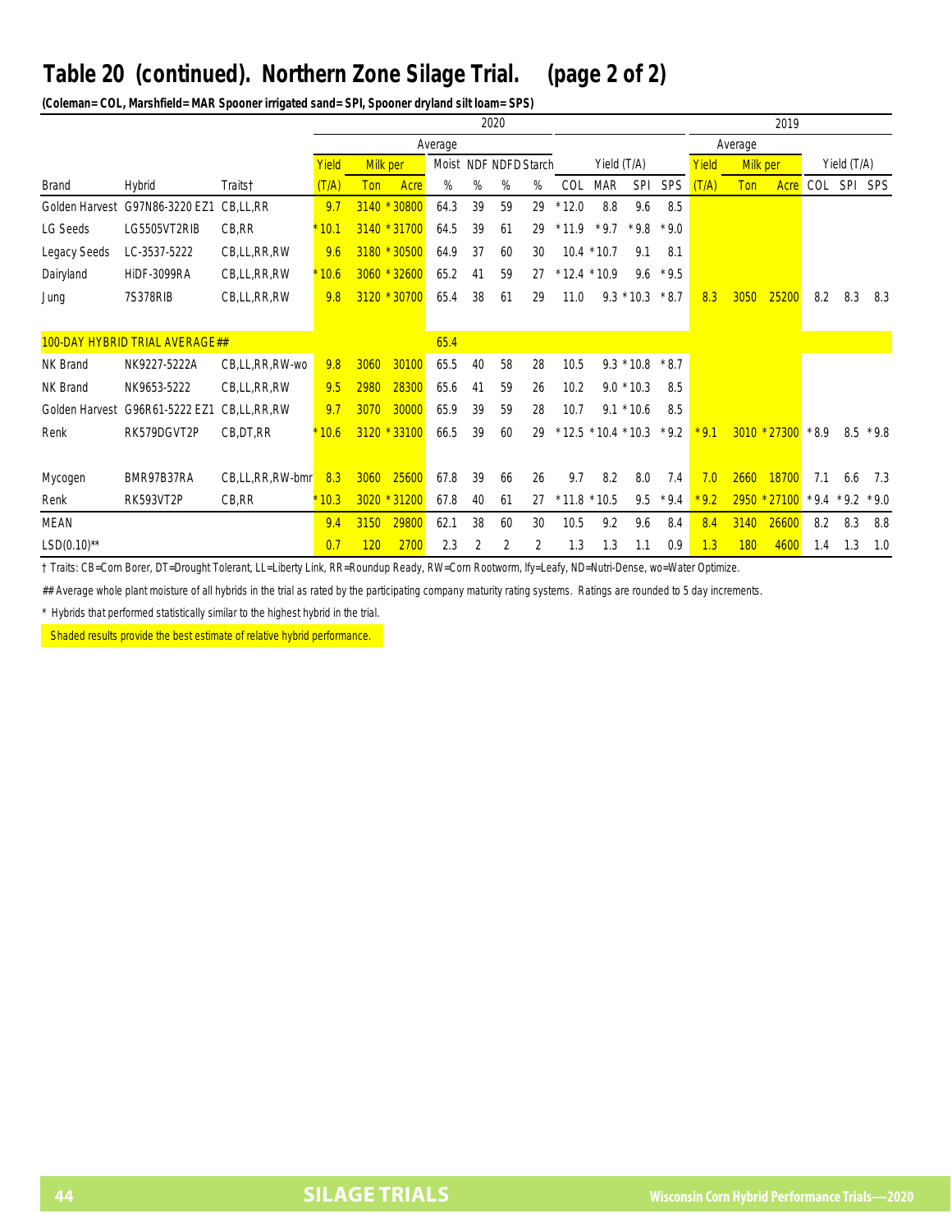# Table 20 (continued). Northern Zone Silage Trial. (page 2 of 2)

**(Coleman= COL, Marshfield= MAR Spooner irrigated sand= SPI, Spooner dryland silt loam= SPS)**

| | | | 2020 | | | | | | | | | | | | 2019 | | | | | |
|---|---|---|---|---|---|---|---|---|---|---|---|---|---|---|---|---|---|---|---|---|
| | | | Average | | | | | | | | | | | | Average | | | | | |
| | | | Yield | Milk per | | Moist | NDF | NDFD | Starch | Yield (T/A) | | | | Yield | Milk per | | Yield (T/A) | | |
| Brand | Hybrid | Traits† | (T/A) | Ton | Acre | % | % | % | % | COL | MAR | SPI | SPS | (T/A) | Ton | Acre | COL | SPI | SPS |
| Golden Harvest | G97N86-3220 EZ1 | CB,LL,RR | 9.7 | 3140 | *30800 | 64.3 | 39 | 59 | 29 | *12.0 | 8.8 | 9.6 | 8.5 | | | | | | |
| LG Seeds | LG5505VT2RIB | CB,RR | *10.1 | 3140 | *31700 | 64.5 | 39 | 61 | 29 | *11.9 | *9.7 | *9.8 | *9.0 | | | | | | |
| Legacy Seeds | LC-3537-5222 | CB,LL,RR,RW | 9.6 | 3180 | *30500 | 64.9 | 37 | 60 | 30 | 10.4 | *10.7 | 9.1 | 8.1 | | | | | | |
| Dairyland | HiDF-3099RA | CB,LL,RR,RW | *10.6 | 3060 | *32600 | 65.2 | 41 | 59 | 27 | *12.4 | *10.9 | 9.6 | *9.5 | | | | | | |
| Jung | 7S378RIB | CB,LL,RR,RW | 9.8 | 3120 | *30700 | 65.4 | 38 | 61 | 29 | 11.0 | 9.3 | *10.3 | *8.7 | 8.3 | 3050 | 25200 | 8.2 | 8.3 | 8.3 |
| 100-DAY HYBRID TRIAL AVERAGE## | | | | | | 65.4 | | | | | | | | | | | | | |
| NK Brand | NK9227-5222A | CB,LL,RR,RW-wo | 9.8 | 3060 | 30100 | 65.5 | 40 | 58 | 28 | 10.5 | 9.3 | *10.8 | *8.7 | | | | | | |
| NK Brand | NK9653-5222 | CB,LL,RR,RW | 9.5 | 2980 | 28300 | 65.6 | 41 | 59 | 26 | 10.2 | 9.0 | *10.3 | 8.5 | | | | | | |
| Golden Harvest | G96R61-5222 EZ1 | CB,LL,RR,RW | 9.7 | 3070 | 30000 | 65.9 | 39 | 59 | 28 | 10.7 | 9.1 | *10.6 | 8.5 | | | | | | |
| Renk | RK579DGVT2P | CB,DT,RR | *10.6 | 3120 | *33100 | 66.5 | 39 | 60 | 29 | *12.5 | *10.4 | *10.3 | *9.2 | *9.1 | 3010 | *27300 | *8.9 | 8.5 | *9.8 |
| Mycogen | BMR97B37RA | CB,LL,RR,RW-bmr | 8.3 | 3060 | 25600 | 67.8 | 39 | 66 | 26 | 9.7 | 8.2 | 8.0 | 7.4 | 7.0 | 2660 | 18700 | 7.1 | 6.6 | 7.3 |
| Renk | RK593VT2P | CB,RR | *10.3 | 3020 | *31200 | 67.8 | 40 | 61 | 27 | *11.8 | *10.5 | 9.5 | *9.4 | *9.2 | 2950 | *27100 | *9.4 | *9.2 | *9.0 |
| MEAN | | | 9.4 | 3150 | 29800 | 62.1 | 38 | 60 | 30 | 10.5 | 9.2 | 9.6 | 8.4 | 8.4 | 3140 | 26600 | 8.2 | 8.3 | 8.8 |
| LSD(0.10)** | | | 0.7 | 120 | 2700 | 2.3 | 2 | 2 | 2 | 1.3 | 1.3 | 1.1 | 0.9 | 1.3 | 180 | 4600 | 1.4 | 1.3 | 1.0 |

† Traits: CB=Corn Borer, DT=Drought Tolerant, LL=Liberty Link, RR=Roundup Ready, RW=Corn Rootworm, lfy=Leafy, ND=Nutri-Dense, wo=Water Optimize.

## Average whole plant moisture of all hybrids in the trial as rated by the participating company maturity rating systems. Ratings are rounded to 5 day increments.

\* Hybrids that performed statistically similar to the highest hybrid in the trial.

Shaded results provide the best estimate of relative hybrid performance.